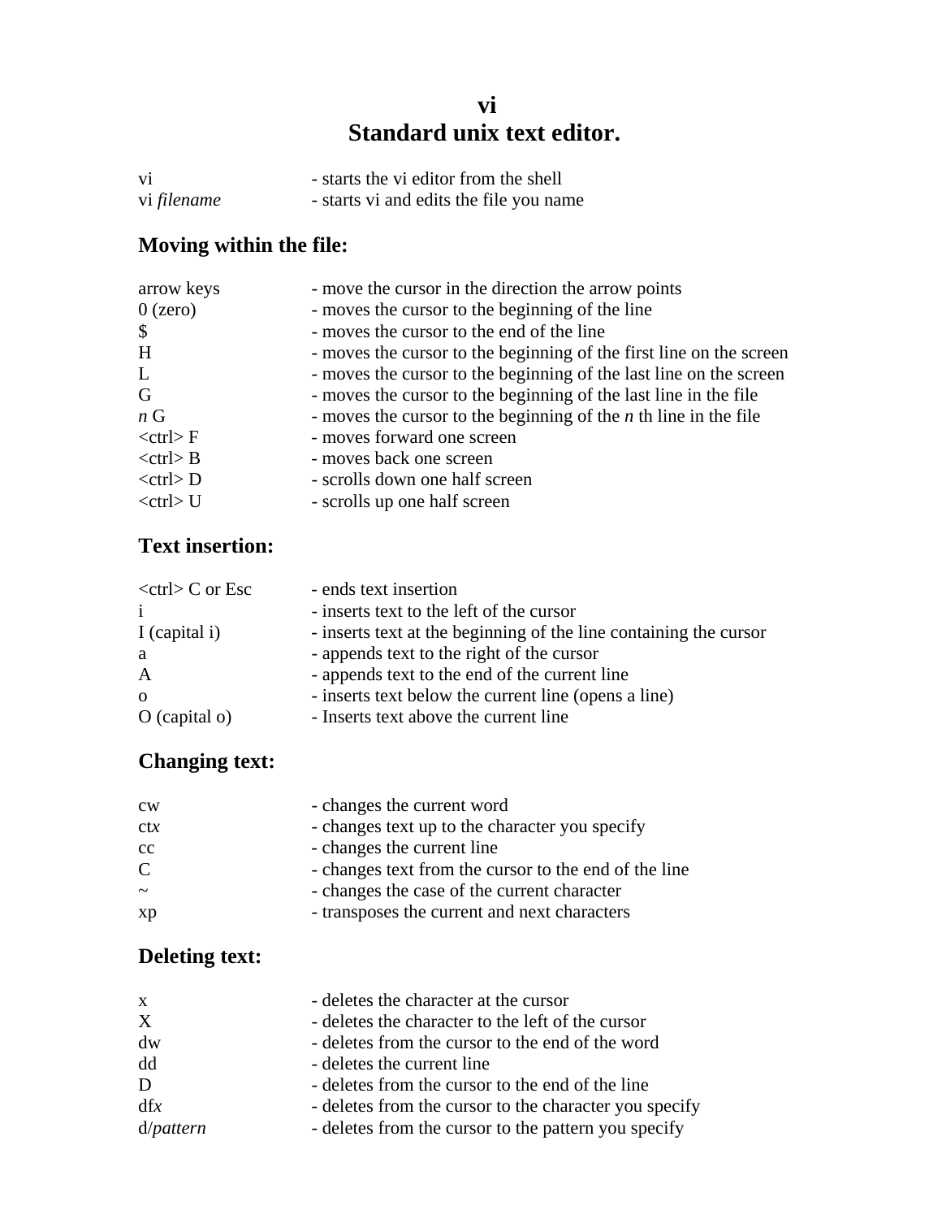# vi
# Standard unix text editor.

| | |
|---|---|
| vi | - starts the vi editor from the shell |
| vi *filename* | - starts vi and edits the file you name |

## Moving within the file:

| | |
|---|---|
| arrow keys | - move the cursor in the direction the arrow points |
| 0 (zero) | - moves the cursor to the beginning of the line |
| $ | - moves the cursor to the end of the line |
| H | - moves the cursor to the beginning of the first line on the screen |
| L | - moves the cursor to the beginning of the last line on the screen |
| G | - moves the cursor to the beginning of the last line in the file |
| *n* G | - moves the cursor to the beginning of the *n* th line in the file |
| <ctrl> F | - moves forward one screen |
| <ctrl> B | - moves back one screen |
| <ctrl> D | - scrolls down one half screen |
| <ctrl> U | - scrolls up one half screen |

## Text insertion:

| | |
|---|---|
| <ctrl> C or Esc | - ends text insertion |
| i | - inserts text to the left of the cursor |
| I (capital i) | - inserts text at the beginning of the line containing the cursor |
| a | - appends text to the right of the cursor |
| A | - appends text to the end of the current line |
| o | - inserts text below the current line (opens a line) |
| O (capital o) | - Inserts text above the current line |

## Changing text:

| | |
|---|---|
| cw | - changes the current word |
| ct*x* | - changes text up to the character you specify |
| cc | - changes the current line |
| C | - changes text from the cursor to the end of the line |
| ~ | - changes the case of the current character |
| xp | - transposes the current and next characters |

## Deleting text:

| | |
|---|---|
| x | - deletes the character at the cursor |
| X | - deletes the character to the left of the cursor |
| dw | - deletes from the cursor to the end of the word |
| dd | - deletes the current line |
| D | - deletes from the cursor to the end of the line |
| df*x* | - deletes from the cursor to the character you specify |
| d/*pattern* | - deletes from the cursor to the pattern you specify |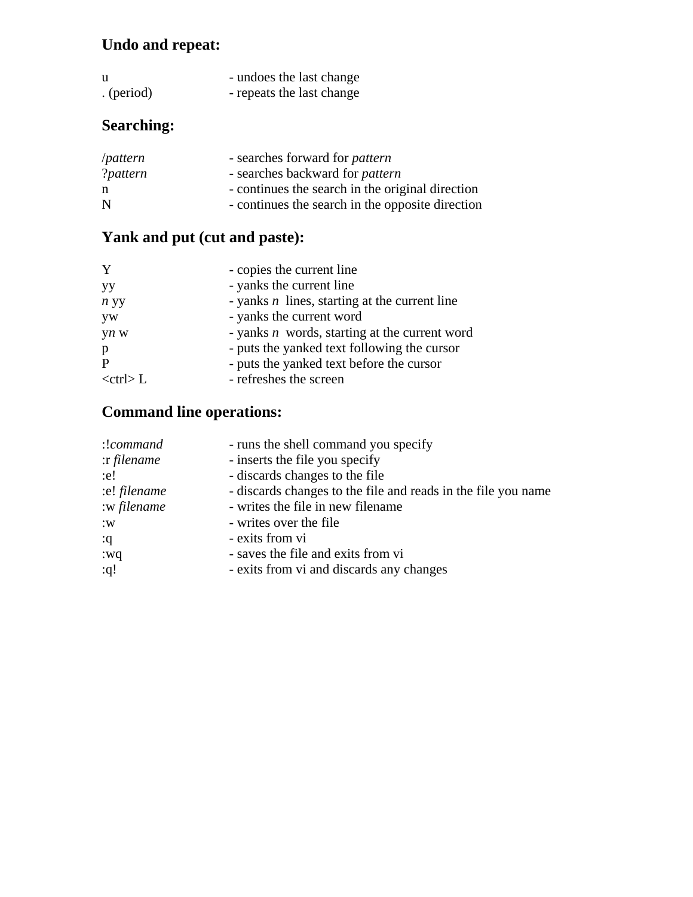## Undo and repeat:

| | |
|---|---|
| u | - undoes the last change |
| . (period) | - repeats the last change |

## Searching:

| | |
|---|---|
| /*pattern* | - searches forward for *pattern* |
| ?*pattern* | - searches backward for *pattern* |
| n | - continues the search in the original direction |
| N | - continues the search in the opposite direction |

## Yank and put (cut and paste):

| | |
|---|---|
| Y | - copies the current line |
| yy | - yanks the current line |
| *n* yy | - yanks *n* lines, starting at the current line |
| yw | - yanks the current word |
| y*n* w | - yanks *n* words, starting at the current word |
| p | - puts the yanked text following the cursor |
| P | - puts the yanked text before the cursor |
| <ctrl> L | - refreshes the screen |

## Command line operations:

| | |
|---|---|
| :!*command* | - runs the shell command you specify |
| :r *filename* | - inserts the file you specify |
| :e! | - discards changes to the file |
| :e! *filename* | - discards changes to the file and reads in the file you name |
| :w *filename* | - writes the file in new filename |
| :w | - writes over the file |
| :q | - exits from vi |
| :wq | - saves the file and exits from vi |
| :q! | - exits from vi and discards any changes |